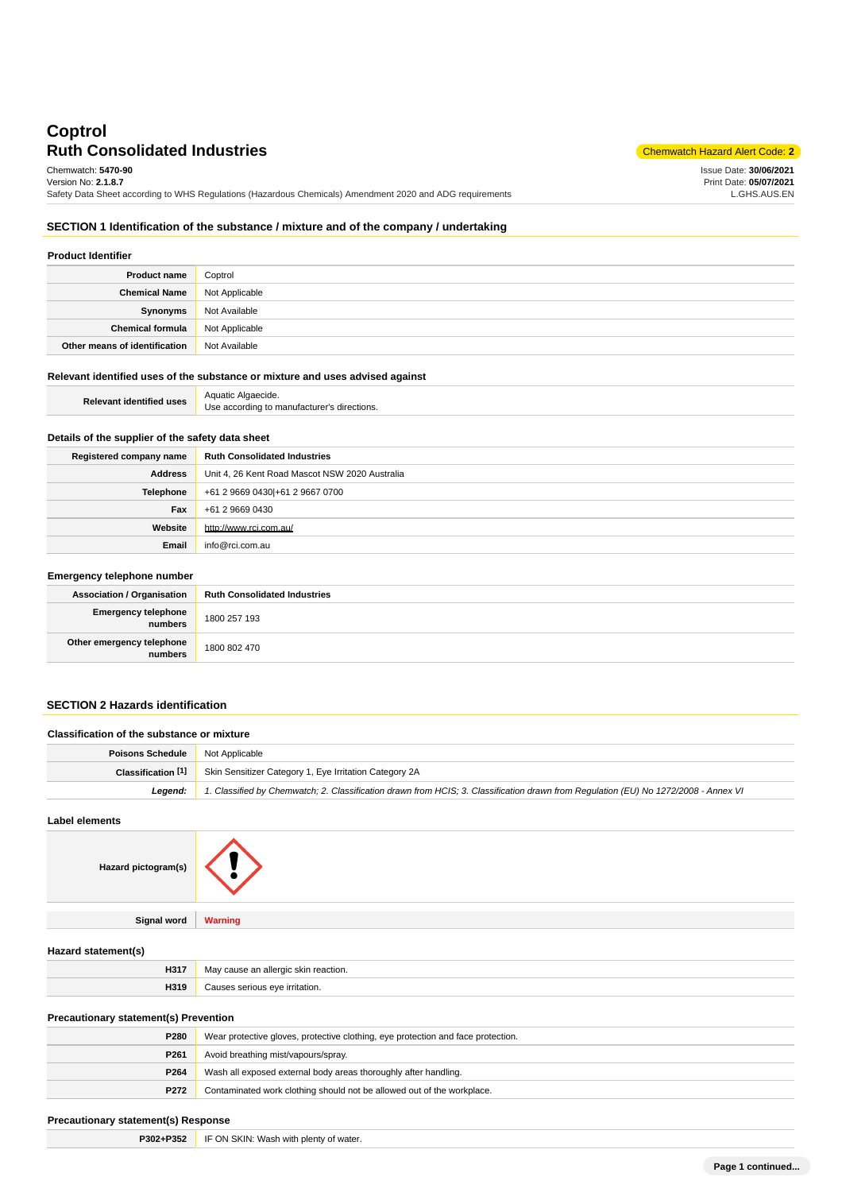# Coptrol
## Ruth Consolidated Industries

Chemwatch Hazard Alert Code: **2**

Chemwatch: **5470-90**
Version No: **2.1.8.7**
Safety Data Sheet according to WHS Regulations (Hazardous Chemicals) Amendment 2020 and ADG requirements

Issue Date: **30/06/2021**
Print Date: **05/07/2021**
L.GHS.AUS.EN

## SECTION 1 Identification of the substance / mixture and of the company / undertaking

### Product Identifier

| | |
|---|---|
| **Product name** | Coptrol |
| **Chemical Name** | Not Applicable |
| **Synonyms** | Not Available |
| **Chemical formula** | Not Applicable |
| **Other means of identification** | Not Available |

### Relevant identified uses of the substance or mixture and uses advised against

| | |
|---|---|
| **Relevant identified uses** | Aquatic Algaecide.<br>Use according to manufacturer's directions. |

### Details of the supplier of the safety data sheet

| | |
|---|---|
| **Registered company name** | **Ruth Consolidated Industries** |
| **Address** | Unit 4, 26 Kent Road Mascot NSW 2020 Australia |
| **Telephone** | +61 2 9669 0430\|+61 2 9667 0700 |
| **Fax** | +61 2 9669 0430 |
| **Website** | http://www.rci.com.au/ |
| **Email** | info@rci.com.au |

### Emergency telephone number

| | |
|---|---|
| **Association / Organisation** | **Ruth Consolidated Industries** |
| **Emergency telephone numbers** | 1800 257 193 |
| **Other emergency telephone numbers** | 1800 802 470 |

## SECTION 2 Hazards identification

### Classification of the substance or mixture

| | |
|---|---|
| **Poisons Schedule** | Not Applicable |
| **Classification [1]** | Skin Sensitizer Category 1, Eye Irritation Category 2A |
| ***Legend:*** | *1. Classified by Chemwatch; 2. Classification drawn from HCIS; 3. Classification drawn from Regulation (EU) No 1272/2008 - Annex VI* |

### Label elements

| | |
|---|---|
| **Hazard pictogram(s)** | |
| **Signal word** | **Warning** |

### Hazard statement(s)

| | |
|---|---|
| **H317** | May cause an allergic skin reaction. |
| **H319** | Causes serious eye irritation. |

### Precautionary statement(s) Prevention

| | |
|---|---|
| **P280** | Wear protective gloves, protective clothing, eye protection and face protection. |
| **P261** | Avoid breathing mist/vapours/spray. |
| **P264** | Wash all exposed external body areas thoroughly after handling. |
| **P272** | Contaminated work clothing should not be allowed out of the workplace. |

### Precautionary statement(s) Response

| | |
|---|---|
| **P302+P352** | IF ON SKIN: Wash with plenty of water. |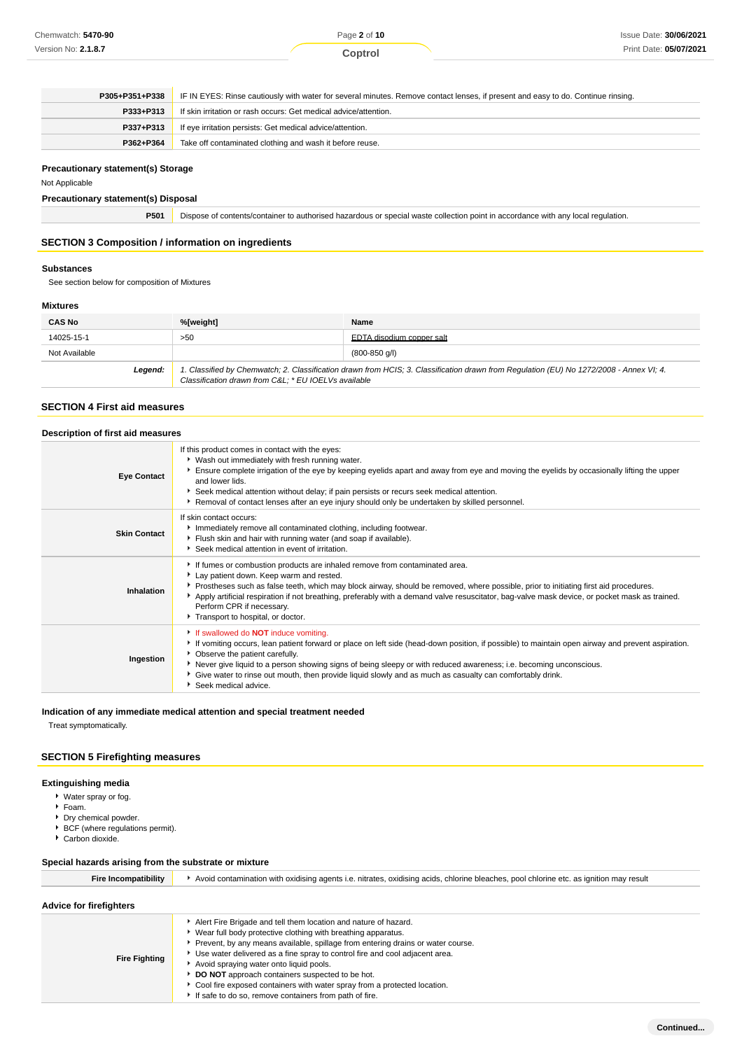| | |
|---|---|
| **P305+P351+P338** | IF IN EYES: Rinse cautiously with water for several minutes. Remove contact lenses, if present and easy to do. Continue rinsing. |
| **P333+P313** | If skin irritation or rash occurs: Get medical advice/attention. |
| **P337+P313** | If eye irritation persists: Get medical advice/attention. |
| **P362+P364** | Take off contaminated clothing and wash it before reuse. |

### Precautionary statement(s) Storage

Not Applicable

### Precautionary statement(s) Disposal

| | |
|---|---|
| **P501** | Dispose of contents/container to authorised hazardous or special waste collection point in accordance with any local regulation. |

## SECTION 3 Composition / information on ingredients

### Substances

See section below for composition of Mixtures

### Mixtures

| CAS No | %[weight] | Name |
|---|---|---|
| 14025-15-1 | >50 | EDTA disodium copper salt |
| Not Available | | (800-850 g/l) |
| ***Legend:*** | *1. Classified by Chemwatch; 2. Classification drawn from HCIS; 3. Classification drawn from Regulation (EU) No 1272/2008 - Annex VI; 4. Classification drawn from C&L; * EU IOELVs available* | |

## SECTION 4 First aid measures

### Description of first aid measures

| | |
|---|---|
| **Eye Contact** | If this product comes in contact with the eyes:<br>▸ Wash out immediately with fresh running water.<br>▸ Ensure complete irrigation of the eye by keeping eyelids apart and away from eye and moving the eyelids by occasionally lifting the upper and lower lids.<br>▸ Seek medical attention without delay; if pain persists or recurs seek medical attention.<br>▸ Removal of contact lenses after an eye injury should only be undertaken by skilled personnel. |
| **Skin Contact** | If skin contact occurs:<br>▸ Immediately remove all contaminated clothing, including footwear.<br>▸ Flush skin and hair with running water (and soap if available).<br>▸ Seek medical attention in event of irritation. |
| **Inhalation** | ▸ If fumes or combustion products are inhaled remove from contaminated area.<br>▸ Lay patient down. Keep warm and rested.<br>▸ Prostheses such as false teeth, which may block airway, should be removed, where possible, prior to initiating first aid procedures.<br>▸ Apply artificial respiration if not breathing, preferably with a demand valve resuscitator, bag-valve mask device, or pocket mask as trained. Perform CPR if necessary.<br>▸ Transport to hospital, or doctor. |
| **Ingestion** | ▸ If swallowed do **NOT** induce vomiting.<br>▸ If vomiting occurs, lean patient forward or place on left side (head-down position, if possible) to maintain open airway and prevent aspiration.<br>▸ Observe the patient carefully.<br>▸ Never give liquid to a person showing signs of being sleepy or with reduced awareness; i.e. becoming unconscious.<br>▸ Give water to rinse out mouth, then provide liquid slowly and as much as casualty can comfortably drink.<br>▸ Seek medical advice. |

### Indication of any immediate medical attention and special treatment needed

Treat symptomatically.

## SECTION 5 Firefighting measures

### Extinguishing media

- Water spray or fog.
- Foam.
- Dry chemical powder.
- BCF (where regulations permit).
- Carbon dioxide.

### Special hazards arising from the substrate or mixture

| | |
|---|---|
| **Fire Incompatibility** | ▸ Avoid contamination with oxidising agents i.e. nitrates, oxidising acids, chlorine bleaches, pool chlorine etc. as ignition may result |

### Advice for firefighters

| | |
|---|---|
| **Fire Fighting** | ▸ Alert Fire Brigade and tell them location and nature of hazard.<br>▸ Wear full body protective clothing with breathing apparatus.<br>▸ Prevent, by any means available, spillage from entering drains or water course.<br>▸ Use water delivered as a fine spray to control fire and cool adjacent area.<br>▸ Avoid spraying water onto liquid pools.<br>▸ **DO NOT** approach containers suspected to be hot.<br>▸ Cool fire exposed containers with water spray from a protected location.<br>▸ If safe to do so, remove containers from path of fire. |

Continued...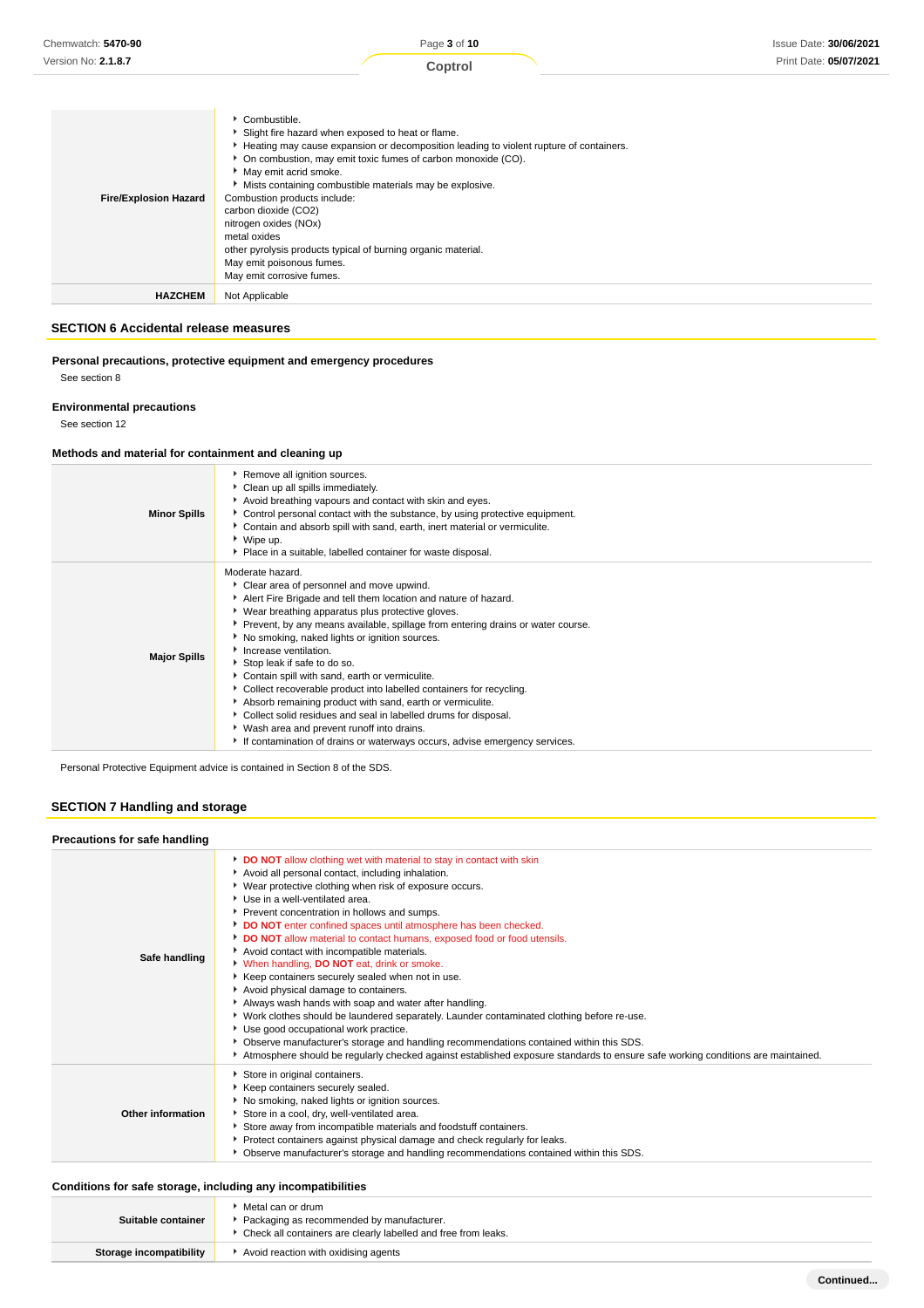| | |
|---|---|
| **Fire/Explosion Hazard** | ▸ Combustible.<br>▸ Slight fire hazard when exposed to heat or flame.<br>▸ Heating may cause expansion or decomposition leading to violent rupture of containers.<br>▸ On combustion, may emit toxic fumes of carbon monoxide (CO).<br>▸ May emit acrid smoke.<br>▸ Mists containing combustible materials may be explosive.<br>Combustion products include:<br>carbon dioxide ($CO_2$)<br>nitrogen oxides ($NO_x$)<br>metal oxides<br>other pyrolysis products typical of burning organic material.<br>May emit poisonous fumes.<br>May emit corrosive fumes. |
| **HAZCHEM** | Not Applicable |

## SECTION 6 Accidental release measures

### Personal precautions, protective equipment and emergency procedures

See section 8

### Environmental precautions

See section 12

### Methods and material for containment and cleaning up

| | |
|---|---|
| **Minor Spills** | ▸ Remove all ignition sources.<br>▸ Clean up all spills immediately.<br>▸ Avoid breathing vapours and contact with skin and eyes.<br>▸ Control personal contact with the substance, by using protective equipment.<br>▸ Contain and absorb spill with sand, earth, inert material or vermiculite.<br>▸ Wipe up.<br>▸ Place in a suitable, labelled container for waste disposal. |
| **Major Spills** | Moderate hazard.<br>▸ Clear area of personnel and move upwind.<br>▸ Alert Fire Brigade and tell them location and nature of hazard.<br>▸ Wear breathing apparatus plus protective gloves.<br>▸ Prevent, by any means available, spillage from entering drains or water course.<br>▸ No smoking, naked lights or ignition sources.<br>▸ Increase ventilation.<br>▸ Stop leak if safe to do so.<br>▸ Contain spill with sand, earth or vermiculite.<br>▸ Collect recoverable product into labelled containers for recycling.<br>▸ Absorb remaining product with sand, earth or vermiculite.<br>▸ Collect solid residues and seal in labelled drums for disposal.<br>▸ Wash area and prevent runoff into drains.<br>▸ If contamination of drains or waterways occurs, advise emergency services. |

Personal Protective Equipment advice is contained in Section 8 of the SDS.

## SECTION 7 Handling and storage

### Precautions for safe handling

| | |
|---|---|
| **Safe handling** | ▸ **DO NOT** allow clothing wet with material to stay in contact with skin<br>▸ Avoid all personal contact, including inhalation.<br>▸ Wear protective clothing when risk of exposure occurs.<br>▸ Use in a well-ventilated area.<br>▸ Prevent concentration in hollows and sumps.<br>▸ **DO NOT** enter confined spaces until atmosphere has been checked.<br>▸ **DO NOT** allow material to contact humans, exposed food or food utensils.<br>▸ Avoid contact with incompatible materials.<br>▸ When handling, **DO NOT** eat, drink or smoke.<br>▸ Keep containers securely sealed when not in use.<br>▸ Avoid physical damage to containers.<br>▸ Always wash hands with soap and water after handling.<br>▸ Work clothes should be laundered separately. Launder contaminated clothing before re-use.<br>▸ Use good occupational work practice.<br>▸ Observe manufacturer's storage and handling recommendations contained within this SDS.<br>▸ Atmosphere should be regularly checked against established exposure standards to ensure safe working conditions are maintained. |
| **Other information** | ▸ Store in original containers.<br>▸ Keep containers securely sealed.<br>▸ No smoking, naked lights or ignition sources.<br>▸ Store in a cool, dry, well-ventilated area.<br>▸ Store away from incompatible materials and foodstuff containers.<br>▸ Protect containers against physical damage and check regularly for leaks.<br>▸ Observe manufacturer's storage and handling recommendations contained within this SDS. |

### Conditions for safe storage, including any incompatibilities

| | |
|---|---|
| **Suitable container** | ▸ Metal can or drum<br>▸ Packaging as recommended by manufacturer.<br>▸ Check all containers are clearly labelled and free from leaks. |
| **Storage incompatibility** | ▸ Avoid reaction with oxidising agents |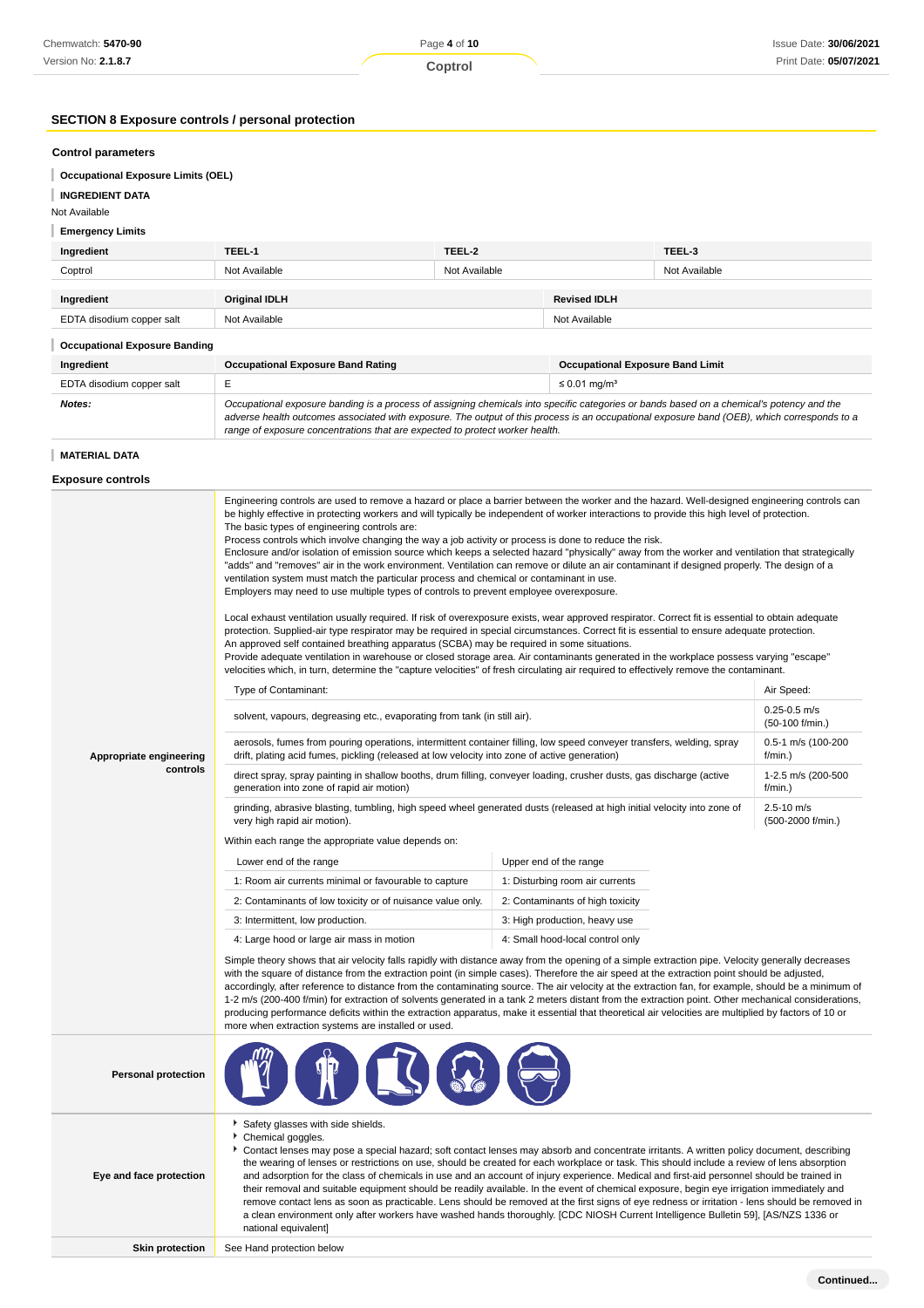## SECTION 8 Exposure controls / personal protection

### Control parameters

**Occupational Exposure Limits (OEL)**

**INGREDIENT DATA**

Not Available

**Emergency Limits**

| Ingredient | TEEL-1 | TEEL-2 | TEEL-3 |
|---|---|---|---|
| Coptrol | Not Available | Not Available | Not Available |

| Ingredient | Original IDLH | Revised IDLH |
|---|---|---|
| EDTA disodium copper salt | Not Available | Not Available |

**Occupational Exposure Banding**

| Ingredient | Occupational Exposure Band Rating | Occupational Exposure Band Limit |
|---|---|---|
| EDTA disodium copper salt | E | ≤ 0.01 mg/m³ |
| ***Notes:*** | *Occupational exposure banding is a process of assigning chemicals into specific categories or bands based on a chemical's potency and the adverse health outcomes associated with exposure. The output of this process is an occupational exposure band (OEB), which corresponds to a range of exposure concentrations that are expected to protect worker health.* | |

**MATERIAL DATA**

### Exposure controls

**Appropriate engineering controls**

Engineering controls are used to remove a hazard or place a barrier between the worker and the hazard. Well-designed engineering controls can be highly effective in protecting workers and will typically be independent of worker interactions to provide this high level of protection.
The basic types of engineering controls are:
Process controls which involve changing the way a job activity or process is done to reduce the risk.
Enclosure and/or isolation of emission source which keeps a selected hazard "physically" away from the worker and ventilation that strategically "adds" and "removes" air in the work environment. Ventilation can remove or dilute an air contaminant if designed properly. The design of a ventilation system must match the particular process and chemical or contaminant in use.
Employers may need to use multiple types of controls to prevent employee overexposure.

Local exhaust ventilation usually required. If risk of overexposure exists, wear approved respirator. Correct fit is essential to obtain adequate protection. Supplied-air type respirator may be required in special circumstances. Correct fit is essential to ensure adequate protection.
An approved self contained breathing apparatus (SCBA) may be required in some situations.
Provide adequate ventilation in warehouse or closed storage area. Air contaminants generated in the workplace possess varying "escape" velocities which, in turn, determine the "capture velocities" of fresh circulating air required to effectively remove the contaminant.

| Type of Contaminant: | Air Speed: |
|---|---|
| solvent, vapours, degreasing etc., evaporating from tank (in still air). | 0.25-0.5 m/s (50-100 f/min.) |
| aerosols, fumes from pouring operations, intermittent container filling, low speed conveyer transfers, welding, spray drift, plating acid fumes, pickling (released at low velocity into zone of active generation) | 0.5-1 m/s (100-200 f/min.) |
| direct spray, spray painting in shallow booths, drum filling, conveyer loading, crusher dusts, gas discharge (active generation into zone of rapid air motion) | 1-2.5 m/s (200-500 f/min.) |
| grinding, abrasive blasting, tumbling, high speed wheel generated dusts (released at high initial velocity into zone of very high rapid air motion). | 2.5-10 m/s (500-2000 f/min.) |

Within each range the appropriate value depends on:

| Lower end of the range | Upper end of the range |
|---|---|
| 1: Room air currents minimal or favourable to capture | 1: Disturbing room air currents |
| 2: Contaminants of low toxicity or of nuisance value only. | 2: Contaminants of high toxicity |
| 3: Intermittent, low production. | 3: High production, heavy use |
| 4: Large hood or large air mass in motion | 4: Small hood-local control only |

Simple theory shows that air velocity falls rapidly with distance away from the opening of a simple extraction pipe. Velocity generally decreases with the square of distance from the extraction point (in simple cases). Therefore the air speed at the extraction point should be adjusted, accordingly, after reference to distance from the contaminating source. The air velocity at the extraction fan, for example, should be a minimum of 1-2 m/s (200-400 f/min) for extraction of solvents generated in a tank 2 meters distant from the extraction point. Other mechanical considerations, producing performance deficits within the extraction apparatus, make it essential that theoretical air velocities are multiplied by factors of 10 or more when extraction systems are installed or used.

**Personal protection**

**Eye and face protection**

- Safety glasses with side shields.
- Chemical goggles.
- Contact lenses may pose a special hazard; soft contact lenses may absorb and concentrate irritants. A written policy document, describing the wearing of lenses or restrictions on use, should be created for each workplace or task. This should include a review of lens absorption and adsorption for the class of chemicals in use and an account of injury experience. Medical and first-aid personnel should be trained in their removal and suitable equipment should be readily available. In the event of chemical exposure, begin eye irrigation immediately and remove contact lens as soon as practicable. Lens should be removed at the first signs of eye redness or irritation - lens should be removed in a clean environment only after workers have washed hands thoroughly. [CDC NIOSH Current Intelligence Bulletin 59], [AS/NZS 1336 or national equivalent]

**Skin protection**

See Hand protection below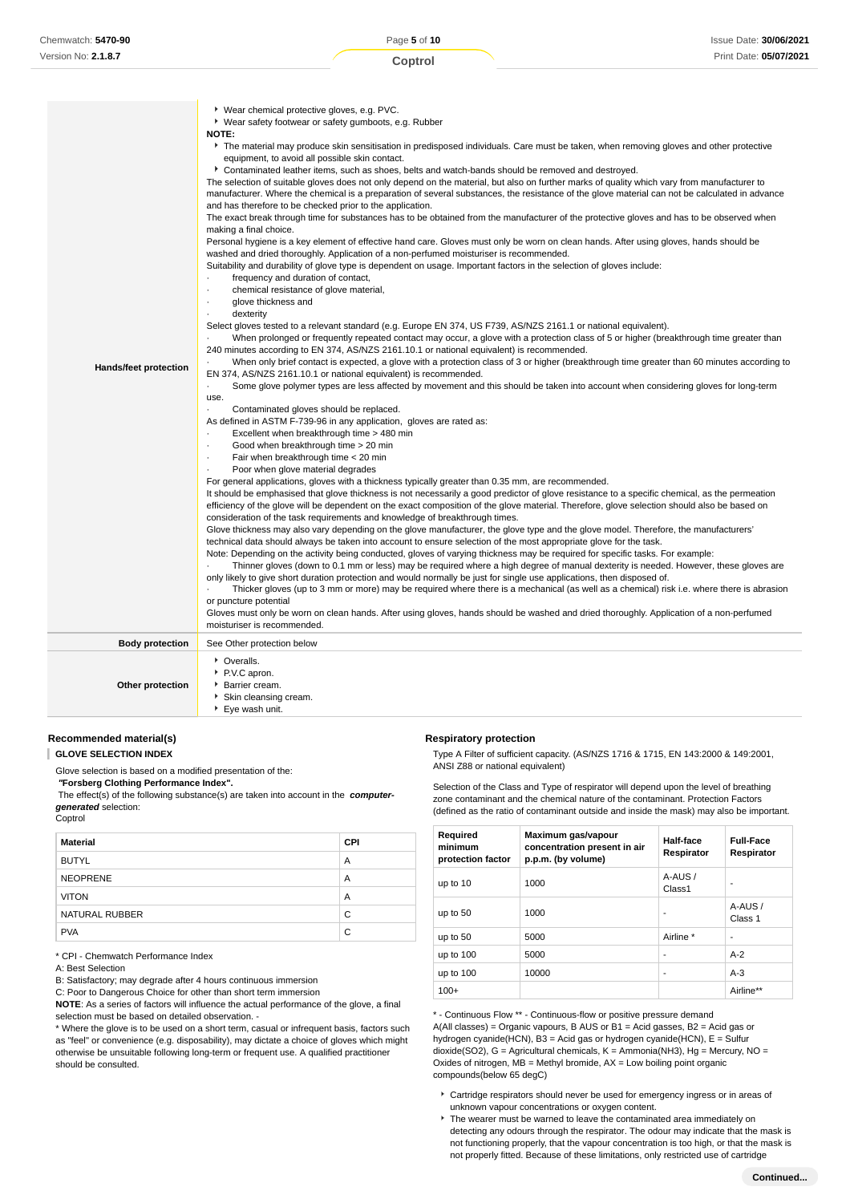| | |
|---|---|
| **Hands/feet protection** | ▸ Wear chemical protective gloves, e.g. PVC.<br>▸ Wear safety footwear or safety gumboots, e.g. Rubber<br>**NOTE:**<br>▸ The material may produce skin sensitisation in predisposed individuals. Care must be taken, when removing gloves and other protective equipment, to avoid all possible skin contact.<br>▸ Contaminated leather items, such as shoes, belts and watch-bands should be removed and destroyed.<br>The selection of suitable gloves does not only depend on the material, but also on further marks of quality which vary from manufacturer to manufacturer. Where the chemical is a preparation of several substances, the resistance of the glove material can not be calculated in advance and has therefore to be checked prior to the application.<br>The exact break through time for substances has to be obtained from the manufacturer of the protective gloves and has to be observed when making a final choice.<br>Personal hygiene is a key element of effective hand care. Gloves must only be worn on clean hands. After using gloves, hands should be washed and dried thoroughly. Application of a non-perfumed moisturiser is recommended.<br>Suitability and durability of glove type is dependent on usage. Important factors in the selection of gloves include:<br>· frequency and duration of contact,<br>· chemical resistance of glove material,<br>· glove thickness and<br>· dexterity<br>Select gloves tested to a relevant standard (e.g. Europe EN 374, US F739, AS/NZS 2161.1 or national equivalent).<br>· When prolonged or frequently repeated contact may occur, a glove with a protection class of 5 or higher (breakthrough time greater than 240 minutes according to EN 374, AS/NZS 2161.10.1 or national equivalent) is recommended.<br>· When only brief contact is expected, a glove with a protection class of 3 or higher (breakthrough time greater than 60 minutes according to EN 374, AS/NZS 2161.10.1 or national equivalent) is recommended.<br>· Some glove polymer types are less affected by movement and this should be taken into account when considering gloves for long-term use.<br>· Contaminated gloves should be replaced.<br>As defined in ASTM F-739-96 in any application, gloves are rated as:<br>· Excellent when breakthrough time > 480 min<br>· Good when breakthrough time > 20 min<br>· Fair when breakthrough time < 20 min<br>· Poor when glove material degrades<br>For general applications, gloves with a thickness typically greater than 0.35 mm, are recommended.<br>It should be emphasised that glove thickness is not necessarily a good predictor of glove resistance to a specific chemical, as the permeation efficiency of the glove will be dependent on the exact composition of the glove material. Therefore, glove selection should also be based on consideration of the task requirements and knowledge of breakthrough times.<br>Glove thickness may also vary depending on the glove manufacturer, the glove type and the glove model. Therefore, the manufacturers' technical data should always be taken into account to ensure selection of the most appropriate glove for the task.<br>Note: Depending on the activity being conducted, gloves of varying thickness may be required for specific tasks. For example:<br>· Thinner gloves (down to 0.1 mm or less) may be required where a high degree of manual dexterity is needed. However, these gloves are only likely to give short duration protection and would normally be just for single use applications, then disposed of.<br>· Thicker gloves (up to 3 mm or more) may be required where there is a mechanical (as well as a chemical) risk i.e. where there is abrasion or puncture potential<br>Gloves must only be worn on clean hands. After using gloves, hands should be washed and dried thoroughly. Application of a non-perfumed moisturiser is recommended. |
| **Body protection** | See Other protection below |
| **Other protection** | ▸ Overalls.<br>▸ P.V.C apron.<br>▸ Barrier cream.<br>▸ Skin cleansing cream.<br>▸ Eye wash unit. |

### Recommended material(s)

**GLOVE SELECTION INDEX**

Glove selection is based on a modified presentation of the:
**"Forsberg Clothing Performance Index".**
The effect(s) of the following substance(s) are taken into account in the ***computer-generated*** selection:
Coptrol

| Material | CPI |
|---|---|
| BUTYL | A |
| NEOPRENE | A |
| VITON | A |
| NATURAL RUBBER | C |
| PVA | C |

\* CPI - Chemwatch Performance Index
A: Best Selection
B: Satisfactory; may degrade after 4 hours continuous immersion
C: Poor to Dangerous Choice for other than short term immersion
**NOTE**: As a series of factors will influence the actual performance of the glove, a final selection must be based on detailed observation. -
\* Where the glove is to be used on a short term, casual or infrequent basis, factors such as "feel" or convenience (e.g. disposability), may dictate a choice of gloves which might otherwise be unsuitable following long-term or frequent use. A qualified practitioner should be consulted.

### Respiratory protection

Type A Filter of sufficient capacity. (AS/NZS 1716 & 1715, EN 143:2000 & 149:2001, ANSI Z88 or national equivalent)

Selection of the Class and Type of respirator will depend upon the level of breathing zone contaminant and the chemical nature of the contaminant. Protection Factors (defined as the ratio of contaminant outside and inside the mask) may also be important.

| Required minimum protection factor | Maximum gas/vapour concentration present in air p.p.m. (by volume) | Half-face Respirator | Full-Face Respirator |
|---|---|---|---|
| up to 10 | 1000 | A-AUS / Class1 | - |
| up to 50 | 1000 | - | A-AUS / Class 1 |
| up to 50 | 5000 | Airline * | - |
| up to 100 | 5000 | - | A-2 |
| up to 100 | 10000 | - | A-3 |
| 100+ | | | Airline** |

\* - Continuous Flow ** - Continuous-flow or positive pressure demand
A(All classes) = Organic vapours, B AUS or B1 = Acid gasses, B2 = Acid gas or hydrogen cyanide(HCN), B3 = Acid gas or hydrogen cyanide(HCN), E = Sulfur dioxide(SO2), G = Agricultural chemicals, K = Ammonia(NH3), Hg = Mercury, NO = Oxides of nitrogen, MB = Methyl bromide, AX = Low boiling point organic compounds(below 65 degC)

- Cartridge respirators should never be used for emergency ingress or in areas of unknown vapour concentrations or oxygen content.
- The wearer must be warned to leave the contaminated area immediately on detecting any odours through the respirator. The odour may indicate that the mask is not functioning properly, that the vapour concentration is too high, or that the mask is not properly fitted. Because of these limitations, only restricted use of cartridge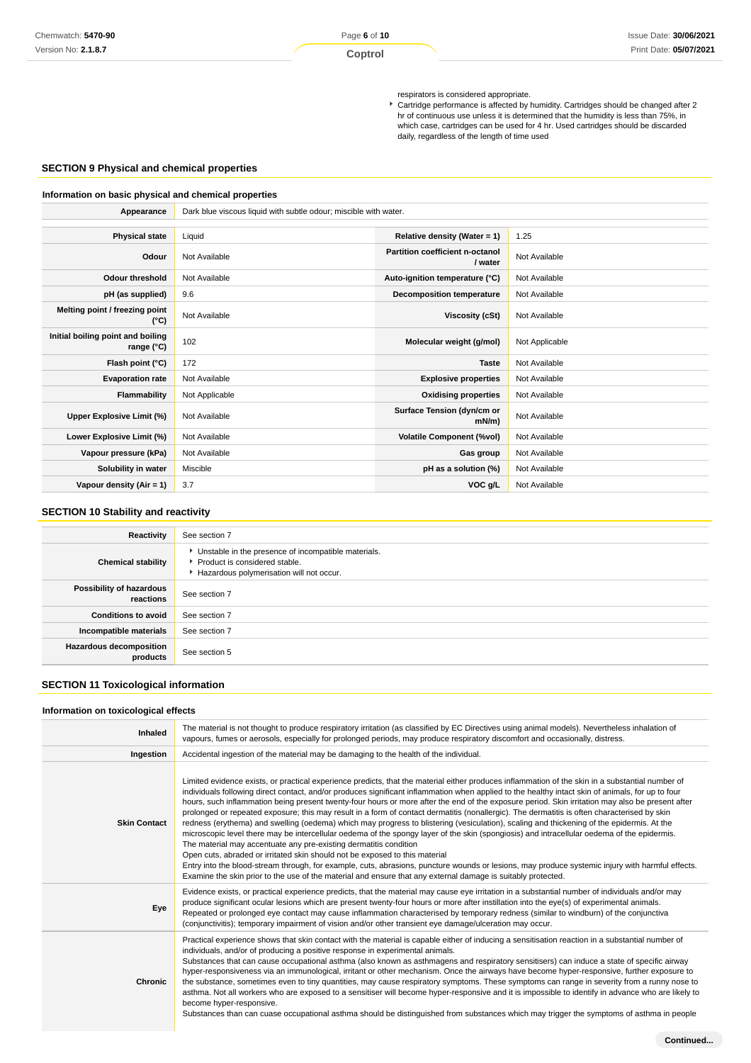respirators is considered appropriate.

- Cartridge performance is affected by humidity. Cartridges should be changed after 2 hr of continuous use unless it is determined that the humidity is less than 75%, in which case, cartridges can be used for 4 hr. Used cartridges should be discarded daily, regardless of the length of time used

## SECTION 9 Physical and chemical properties

### Information on basic physical and chemical properties

| Appearance | Dark blue viscous liquid with subtle odour; miscible with water. | | |
|---|---|---|---|
| **Physical state** | Liquid | **Relative density (Water = 1)** | 1.25 |
| **Odour** | Not Available | **Partition coefficient n-octanol / water** | Not Available |
| **Odour threshold** | Not Available | **Auto-ignition temperature (°C)** | Not Available |
| **pH (as supplied)** | 9.6 | **Decomposition temperature** | Not Available |
| **Melting point / freezing point (°C)** | Not Available | **Viscosity (cSt)** | Not Available |
| **Initial boiling point and boiling range (°C)** | 102 | **Molecular weight (g/mol)** | Not Applicable |
| **Flash point (°C)** | 172 | **Taste** | Not Available |
| **Evaporation rate** | Not Available | **Explosive properties** | Not Available |
| **Flammability** | Not Applicable | **Oxidising properties** | Not Available |
| **Upper Explosive Limit (%)** | Not Available | **Surface Tension (dyn/cm or mN/m)** | Not Available |
| **Lower Explosive Limit (%)** | Not Available | **Volatile Component (%vol)** | Not Available |
| **Vapour pressure (kPa)** | Not Available | **Gas group** | Not Available |
| **Solubility in water** | Miscible | **pH as a solution (%)** | Not Available |
| **Vapour density (Air = 1)** | 3.7 | **VOC g/L** | Not Available |

## SECTION 10 Stability and reactivity

| Reactivity | See section 7 |
|---|---|
| **Chemical stability** | - Unstable in the presence of incompatible materials.<br>- Product is considered stable.<br>- Hazardous polymerisation will not occur. |
| **Possibility of hazardous reactions** | See section 7 |
| **Conditions to avoid** | See section 7 |
| **Incompatible materials** | See section 7 |
| **Hazardous decomposition products** | See section 5 |

## SECTION 11 Toxicological information

### Information on toxicological effects

| Inhaled | The material is not thought to produce respiratory irritation (as classified by EC Directives using animal models). Nevertheless inhalation of vapours, fumes or aerosols, especially for prolonged periods, may produce respiratory discomfort and occasionally, distress. |
|---|---|
| **Ingestion** | Accidental ingestion of the material may be damaging to the health of the individual. |
| **Skin Contact** | Limited evidence exists, or practical experience predicts, that the material either produces inflammation of the skin in a substantial number of individuals following direct contact, and/or produces significant inflammation when applied to the healthy intact skin of animals, for up to four hours, such inflammation being present twenty-four hours or more after the end of the exposure period. Skin irritation may also be present after prolonged or repeated exposure; this may result in a form of contact dermatitis (nonallergic). The dermatitis is often characterised by skin redness (erythema) and swelling (oedema) which may progress to blistering (vesiculation), scaling and thickening of the epidermis. At the microscopic level there may be intercellular oedema of the spongy layer of the skin (spongiosis) and intracellular oedema of the epidermis.<br>The material may accentuate any pre-existing dermatitis condition<br>Open cuts, abraded or irritated skin should not be exposed to this material<br>Entry into the blood-stream through, for example, cuts, abrasions, puncture wounds or lesions, may produce systemic injury with harmful effects. Examine the skin prior to the use of the material and ensure that any external damage is suitably protected. |
| **Eye** | Evidence exists, or practical experience predicts, that the material may cause eye irritation in a substantial number of individuals and/or may produce significant ocular lesions which are present twenty-four hours or more after instillation into the eye(s) of experimental animals.<br>Repeated or prolonged eye contact may cause inflammation characterised by temporary redness (similar to windburn) of the conjunctiva (conjunctivitis); temporary impairment of vision and/or other transient eye damage/ulceration may occur. |
| **Chronic** | Practical experience shows that skin contact with the material is capable either of inducing a sensitisation reaction in a substantial number of individuals, and/or of producing a positive response in experimental animals.<br>Substances that can cause occupational asthma (also known as asthmagens and respiratory sensitisers) can induce a state of specific airway hyper-responsiveness via an immunological, irritant or other mechanism. Once the airways have become hyper-responsive, further exposure to the substance, sometimes even to tiny quantities, may cause respiratory symptoms. These symptoms can range in severity from a runny nose to asthma. Not all workers who are exposed to a sensitiser will become hyper-responsive and it is impossible to identify in advance who are likely to become hyper-responsive.<br>Substances than can cuase occupational asthma should be distinguished from substances which may trigger the symptoms of asthma in people |

Continued...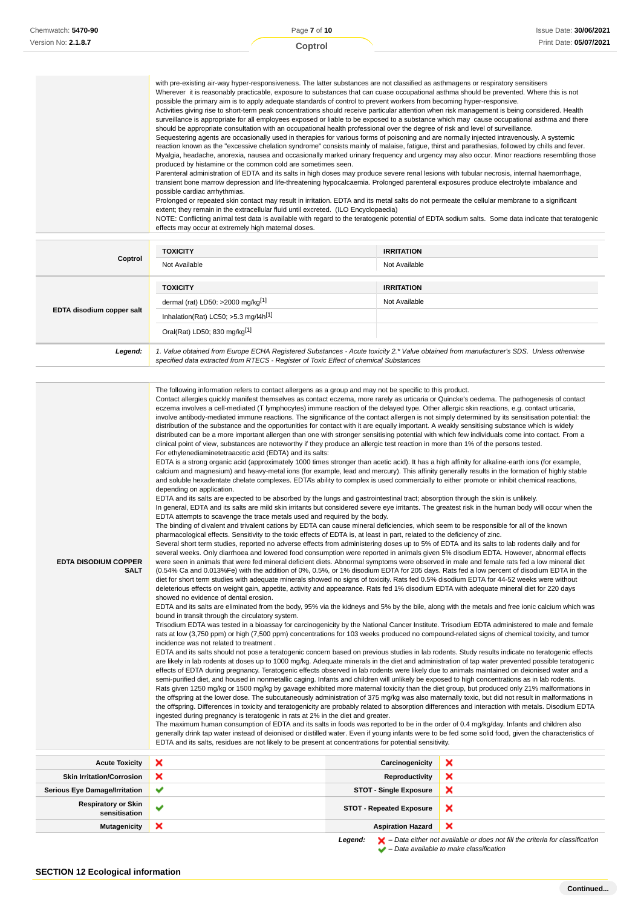| | |
|---|---|
| | with pre-existing air-way hyper-responsiveness. The latter substances are not classified as asthmagens or respiratory sensitisers<br>Wherever it is reasonably practicable, exposure to substances that can cuase occupational asthma should be prevented. Where this is not possible the primary aim is to apply adequate standards of control to prevent workers from becoming hyper-responsive.<br>Activities giving rise to short-term peak concentrations should receive particular attention when risk management is being considered. Health surveillance is appropriate for all employees exposed or liable to be exposed to a substance which may cause occupational asthma and there should be appropriate consultation with an occupational health professional over the degree of risk and level of surveillance.<br>Sequestering agents are occasionally used in therapies for various forms of poisoning and are normally injected intravenously. A systemic reaction known as the "excessive chelation syndrome" consists mainly of malaise, fatigue, thirst and parathesias, followed by chills and fever. Myalgia, headache, anorexia, nausea and occasionally marked urinary frequency and urgency may also occur. Minor reactions resembling those produced by histamine or the common cold are sometimes seen.<br>Parenteral administration of EDTA and its salts in high doses may produce severe renal lesions with tubular necrosis, internal haemorrhage, transient bone marrow depression and life-threatening hypocalcaemia. Prolonged parenteral exposures produce electrolyte imbalance and possible cardiac arrhythmias.<br>Prolonged or repeated skin contact may result in irritation. EDTA and its metal salts do not permeate the cellular membrane to a significant extent; they remain in the extracellular fluid until excreted. (ILO Encyclopaedia)<br>NOTE: Conflicting animal test data is available with regard to the teratogenic potential of EDTA sodium salts. Some data indicate that teratogenic effects may occur at extremely high maternal doses. |

| | TOXICITY | IRRITATION |
|---|---|---|
| **Coptrol** | Not Available | Not Available |
| **EDTA disodium copper salt** | dermal (rat) LD50: >2000 mg/kg[1] | Not Available |
| | Inhalation(Rat) LC50; >5.3 mg/l4h[1] | |
| | Oral(Rat) LD50; 830 mg/kg[1] | |
| ***Legend:*** | *1. Value obtained from Europe ECHA Registered Substances - Acute toxicity 2.\* Value obtained from manufacturer's SDS. Unless otherwise specified data extracted from RTECS - Register of Toxic Effect of chemical Substances* | |

| | |
|---|---|
| **EDTA DISODIUM COPPER SALT** | The following information refers to contact allergens as a group and may not be specific to this product.<br>Contact allergies quickly manifest themselves as contact eczema, more rarely as urticaria or Quincke's oedema. The pathogenesis of contact eczema involves a cell-mediated (T lymphocytes) immune reaction of the delayed type. Other allergic skin reactions, e.g. contact urticaria, involve antibody-mediated immune reactions. The significance of the contact allergen is not simply determined by its sensitisation potential: the distribution of the substance and the opportunities for contact with it are equally important. A weakly sensitising substance which is widely distributed can be a more important allergen than one with stronger sensitising potential with which few individuals come into contact. From a clinical point of view, substances are noteworthy if they produce an allergic test reaction in more than 1% of the persons tested.<br>For ethylenediaminetetraacetic acid (EDTA) and its salts:<br>EDTA is a strong organic acid (approximately 1000 times stronger than acetic acid). It has a high affinity for alkaline-earth ions (for example, calcium and magnesium) and heavy-metal ions (for example, lead and mercury). This affinity generally results in the formation of highly stable and soluble hexadentate chelate complexes. EDTA's ability to complex is used commercially to either promote or inhibit chemical reactions, depending on application.<br>EDTA and its salts are expected to be absorbed by the lungs and gastrointestinal tract; absorption through the skin is unlikely.<br>In general, EDTA and its salts are mild skin irritants but considered severe eye irritants. The greatest risk in the human body will occur when the EDTA attempts to scavenge the trace metals used and required by the body.<br>The binding of divalent and trivalent cations by EDTA can cause mineral deficiencies, which seem to be responsible for all of the known pharmacological effects. Sensitivity to the toxic effects of EDTA is, at least in part, related to the deficiency of zinc.<br>Several short term studies, reported no adverse effects from administering doses up to 5% of EDTA and its salts to lab rodents daily and for several weeks. Only diarrhoea and lowered food consumption were reported in animals given 5% disodium EDTA. However, abnormal effects were seen in animals that were fed mineral deficient diets. Abnormal symptoms were observed in male and female rats fed a low mineral diet (0.54% Ca and 0.013%Fe) with the addition of 0%, 0.5%, or 1% disodium EDTA for 205 days. Rats fed a low percent of disodium EDTA in the diet for short term studies with adequate minerals showed no signs of toxicity. Rats fed 0.5% disodium EDTA for 44-52 weeks were without deleterious effects on weight gain, appetite, activity and appearance. Rats fed 1% disodium EDTA with adequate mineral diet for 220 days showed no evidence of dental erosion.<br>EDTA and its salts are eliminated from the body, 95% via the kidneys and 5% by the bile, along with the metals and free ionic calcium which was bound in transit through the circulatory system.<br>Trisodium EDTA was tested in a bioassay for carcinogenicity by the National Cancer Institute. Trisodium EDTA administered to male and female rats at low (3,750 ppm) or high (7,500 ppm) concentrations for 103 weeks produced no compound-related signs of chemical toxicity, and tumor incidence was not related to treatment .<br>EDTA and its salts should not pose a teratogenic concern based on previous studies in lab rodents. Study results indicate no teratogenic effects are likely in lab rodents at doses up to 1000 mg/kg. Adequate minerals in the diet and administration of tap water prevented possible teratogenic effects of EDTA during pregnancy. Teratogenic effects observed in lab rodents were likely due to animals maintained on deionised water and a semi-purified diet, and housed in nonmetallic caging. Infants and children will unlikely be exposed to high concentrations as in lab rodents.<br>Rats given 1250 mg/kg or 1500 mg/kg by gavage exhibited more maternal toxicity than the diet group, but produced only 21% malformations in the offspring at the lower dose. The subcutaneously administration of 375 mg/kg was also maternally toxic, but did not result in malformations in the offspring. Differences in toxicity and teratogenicity are probably related to absorption differences and interaction with metals. Disodium EDTA ingested during pregnancy is teratogenic in rats at 2% in the diet and greater.<br>The maximum human consumption of EDTA and its salts in foods was reported to be in the order of 0.4 mg/kg/day. Infants and children also generally drink tap water instead of deionised or distilled water. Even if young infants were to be fed some solid food, given the characteristics of EDTA and its salts, residues are not likely to be present at concentrations for potential sensitivity. |

| | | | |
|---|---|---|---|
| **Acute Toxicity** | ✘ | **Carcinogenicity** | ✘ |
| **Skin Irritation/Corrosion** | ✘ | **Reproductivity** | ✘ |
| **Serious Eye Damage/Irritation** | ✔ | **STOT - Single Exposure** | ✘ |
| **Respiratory or Skin sensitisation** | ✔ | **STOT - Repeated Exposure** | ✘ |
| **Mutagenicity** | ✘ | **Aspiration Hazard** | ✘ |

***Legend:*** ✘ *– Data either not available or does not fill the criteria for classification*
✔ *– Data available to make classification*

## SECTION 12 Ecological information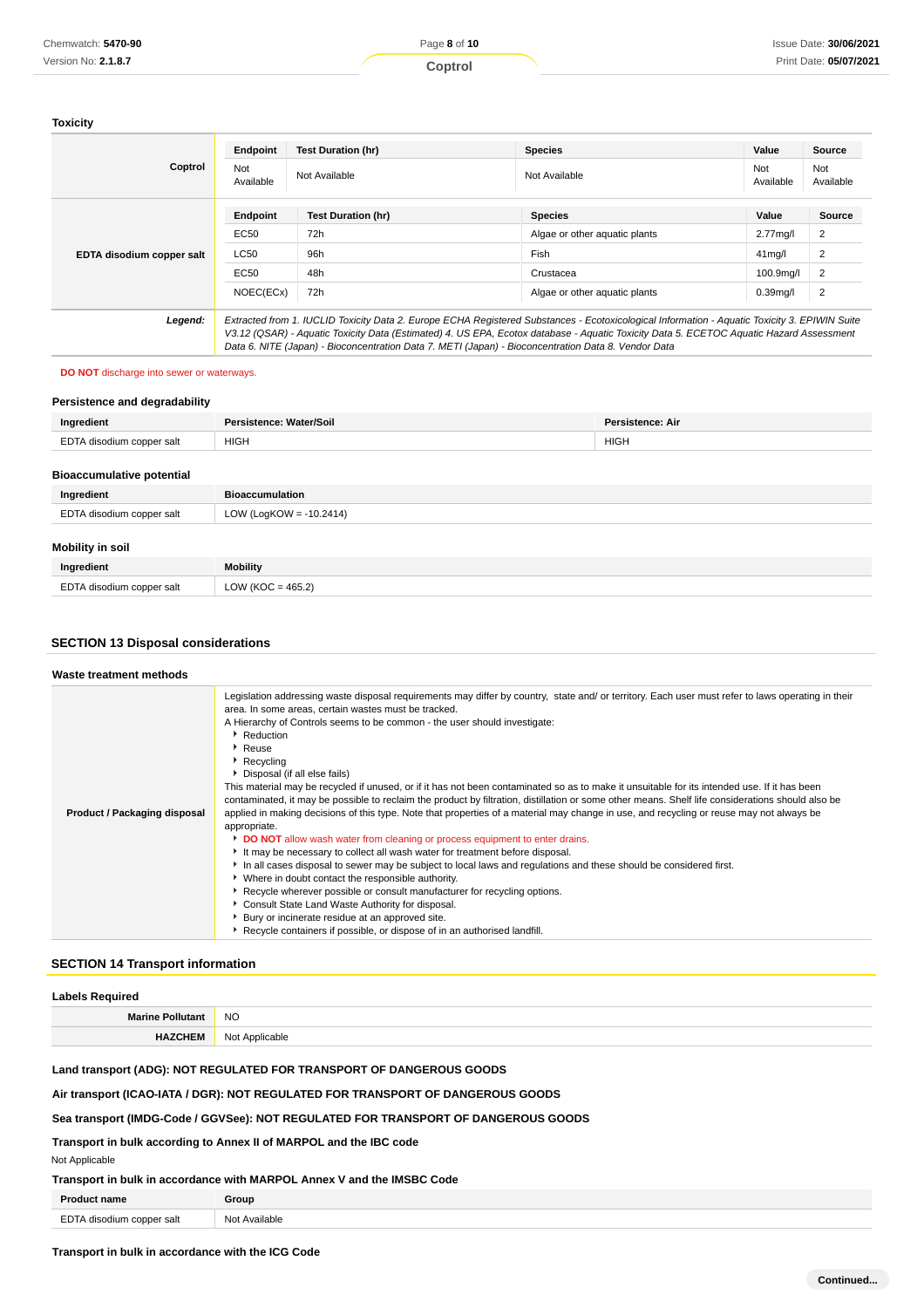### Toxicity

| | Endpoint | Test Duration (hr) | Species | Value | Source |
|---|---|---|---|---|---|
| **Coptrol** | Not Available | Not Available | Not Available | Not Available | Not Available |
| **EDTA disodium copper salt** | **Endpoint** | **Test Duration (hr)** | **Species** | **Value** | **Source** |
| | EC50 | 72h | Algae or other aquatic plants | 2.77mg/l | 2 |
| | LC50 | 96h | Fish | 41mg/l | 2 |
| | EC50 | 48h | Crustacea | 100.9mg/l | 2 |
| | NOEC(ECx) | 72h | Algae or other aquatic plants | 0.39mg/l | 2 |
| ***Legend:*** | *Extracted from 1. IUCLID Toxicity Data 2. Europe ECHA Registered Substances - Ecotoxicological Information - Aquatic Toxicity 3. EPIWIN Suite V3.12 (QSAR) - Aquatic Toxicity Data (Estimated) 4. US EPA, Ecotox database - Aquatic Toxicity Data 5. ECETOC Aquatic Hazard Assessment Data 6. NITE (Japan) - Bioconcentration Data 7. METI (Japan) - Bioconcentration Data 8. Vendor Data* | | | | |

**DO NOT** discharge into sewer or waterways.

### Persistence and degradability

| Ingredient | Persistence: Water/Soil | Persistence: Air |
|---|---|---|
| EDTA disodium copper salt | HIGH | HIGH |

### Bioaccumulative potential

| Ingredient | Bioaccumulation |
|---|---|
| EDTA disodium copper salt | LOW (LogKOW = -10.2414) |

### Mobility in soil

| Ingredient | Mobility |
|---|---|
| EDTA disodium copper salt | LOW (KOC = 465.2) |

## SECTION 13 Disposal considerations

### Waste treatment methods

**Product / Packaging disposal**

Legislation addressing waste disposal requirements may differ by country, state and/ or territory. Each user must refer to laws operating in their area. In some areas, certain wastes must be tracked.

A Hierarchy of Controls seems to be common - the user should investigate:

- Reduction
- Reuse
- Recycling
- Disposal (if all else fails)

This material may be recycled if unused, or if it has not been contaminated so as to make it unsuitable for its intended use. If it has been contaminated, it may be possible to reclaim the product by filtration, distillation or some other means. Shelf life considerations should also be applied in making decisions of this type. Note that properties of a material may change in use, and recycling or reuse may not always be appropriate.

- **DO NOT** allow wash water from cleaning or process equipment to enter drains.
- It may be necessary to collect all wash water for treatment before disposal.
- In all cases disposal to sewer may be subject to local laws and regulations and these should be considered first.
- Where in doubt contact the responsible authority.
- Recycle wherever possible or consult manufacturer for recycling options.
- Consult State Land Waste Authority for disposal.
- Bury or incinerate residue at an approved site.
- Recycle containers if possible, or dispose of in an authorised landfill.

## SECTION 14 Transport information

### Labels Required

| | |
|---|---|
| **Marine Pollutant** | NO |
| **HAZCHEM** | Not Applicable |

**Land transport (ADG): NOT REGULATED FOR TRANSPORT OF DANGEROUS GOODS**

**Air transport (ICAO-IATA / DGR): NOT REGULATED FOR TRANSPORT OF DANGEROUS GOODS**

**Sea transport (IMDG-Code / GGVSee): NOT REGULATED FOR TRANSPORT OF DANGEROUS GOODS**

**Transport in bulk according to Annex II of MARPOL and the IBC code**

Not Applicable

**Transport in bulk in accordance with MARPOL Annex V and the IMSBC Code**

| Product name | Group |
|---|---|
| EDTA disodium copper salt | Not Available |

**Transport in bulk in accordance with the ICG Code**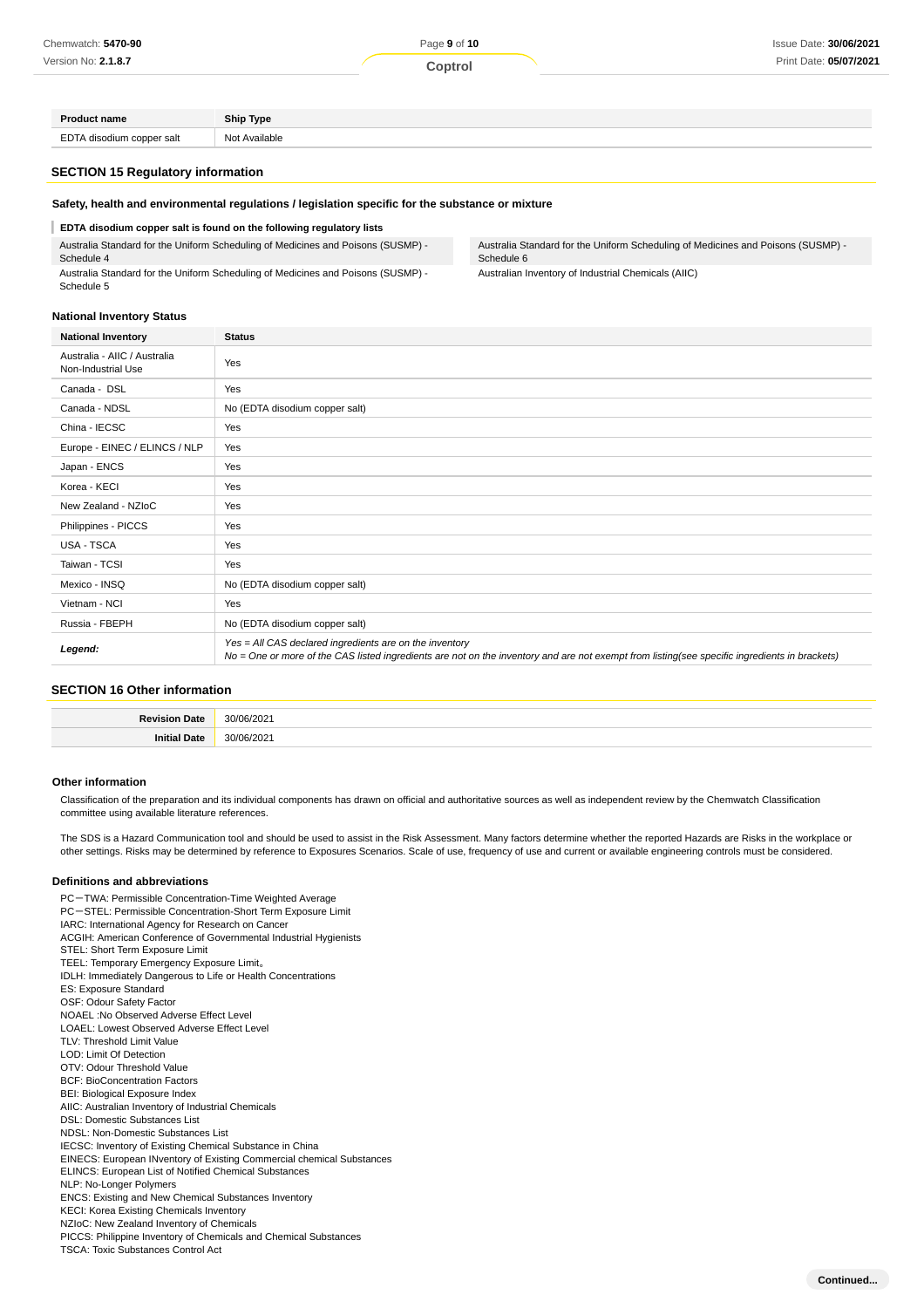| Product name | Ship Type |
| --- | --- |
| EDTA disodium copper salt | Not Available |

## SECTION 15 Regulatory information

### Safety, health and environmental regulations / legislation specific for the substance or mixture

**EDTA disodium copper salt is found on the following regulatory lists**

| | |
| --- | --- |
| Australia Standard for the Uniform Scheduling of Medicines and Poisons (SUSMP) - Schedule 4 | Australia Standard for the Uniform Scheduling of Medicines and Poisons (SUSMP) - Schedule 6 |
| Australia Standard for the Uniform Scheduling of Medicines and Poisons (SUSMP) - Schedule 5 | Australian Inventory of Industrial Chemicals (AIIC) |

### National Inventory Status

| National Inventory | Status |
| --- | --- |
| Australia - AIIC / Australia Non-Industrial Use | Yes |
| Canada - DSL | Yes |
| Canada - NDSL | No (EDTA disodium copper salt) |
| China - IECSC | Yes |
| Europe - EINEC / ELINCS / NLP | Yes |
| Japan - ENCS | Yes |
| Korea - KECI | Yes |
| New Zealand - NZIoC | Yes |
| Philippines - PICCS | Yes |
| USA - TSCA | Yes |
| Taiwan - TCSI | Yes |
| Mexico - INSQ | No (EDTA disodium copper salt) |
| Vietnam - NCI | Yes |
| Russia - FBEPH | No (EDTA disodium copper salt) |
| ***Legend:*** | *Yes = All CAS declared ingredients are on the inventory*<br>*No = One or more of the CAS listed ingredients are not on the inventory and are not exempt from listing(see specific ingredients in brackets)* |

## SECTION 16 Other information

| | |
| --- | --- |
| **Revision Date** | 30/06/2021 |
| **Initial Date** | 30/06/2021 |

### Other information

Classification of the preparation and its individual components has drawn on official and authoritative sources as well as independent review by the Chemwatch Classification committee using available literature references.

The SDS is a Hazard Communication tool and should be used to assist in the Risk Assessment. Many factors determine whether the reported Hazards are Risks in the workplace or other settings. Risks may be determined by reference to Exposures Scenarios. Scale of use, frequency of use and current or available engineering controls must be considered.

### Definitions and abbreviations

PC－TWA: Permissible Concentration-Time Weighted Average
PC－STEL: Permissible Concentration-Short Term Exposure Limit
IARC: International Agency for Research on Cancer
ACGIH: American Conference of Governmental Industrial Hygienists
STEL: Short Term Exposure Limit
TEEL: Temporary Emergency Exposure Limit。
IDLH: Immediately Dangerous to Life or Health Concentrations
ES: Exposure Standard
OSF: Odour Safety Factor
NOAEL :No Observed Adverse Effect Level
LOAEL: Lowest Observed Adverse Effect Level
TLV: Threshold Limit Value
LOD: Limit Of Detection
OTV: Odour Threshold Value
BCF: BioConcentration Factors
BEI: Biological Exposure Index
AIIC: Australian Inventory of Industrial Chemicals
DSL: Domestic Substances List
NDSL: Non-Domestic Substances List
IECSC: Inventory of Existing Chemical Substance in China
EINECS: European INventory of Existing Commercial chemical Substances
ELINCS: European List of Notified Chemical Substances
NLP: No-Longer Polymers
ENCS: Existing and New Chemical Substances Inventory
KECI: Korea Existing Chemicals Inventory
NZIoC: New Zealand Inventory of Chemicals
PICCS: Philippine Inventory of Chemicals and Chemical Substances
TSCA: Toxic Substances Control Act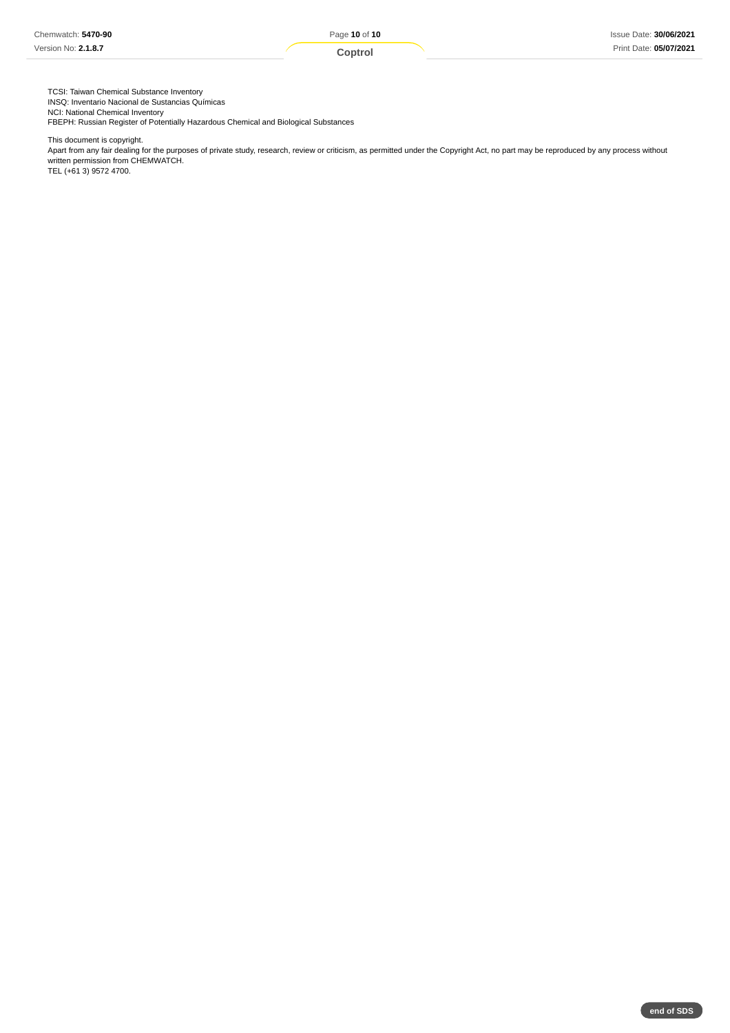TCSI: Taiwan Chemical Substance Inventory
INSQ: Inventario Nacional de Sustancias Químicas
NCI: National Chemical Inventory
FBEPH: Russian Register of Potentially Hazardous Chemical and Biological Substances

This document is copyright.
Apart from any fair dealing for the purposes of private study, research, review or criticism, as permitted under the Copyright Act, no part may be reproduced by any process without written permission from CHEMWATCH.
TEL (+61 3) 9572 4700.

**end of SDS**